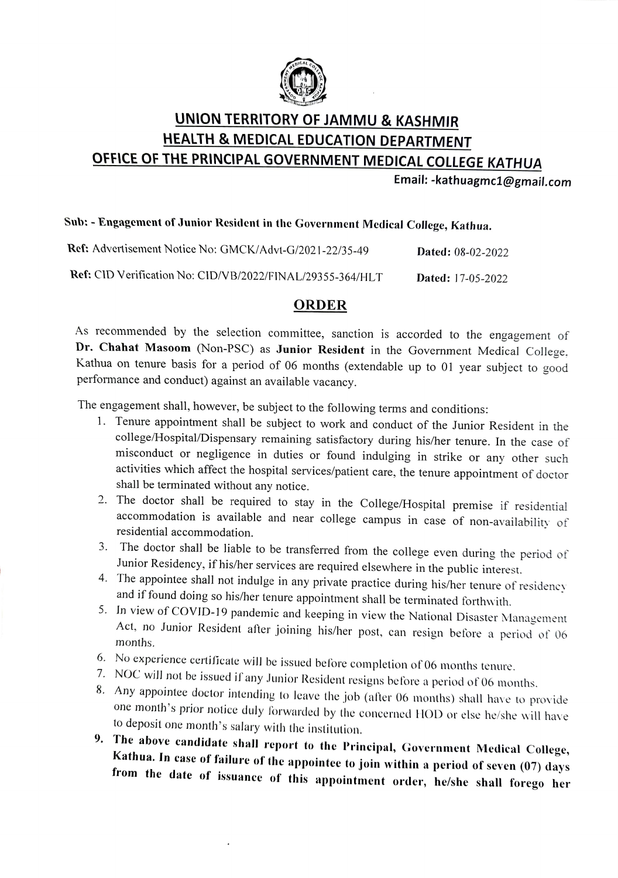# UNION TERRITORY OF JAMMU & KASHMIR
## HEALTH & MEDICAL EDUCATION DEPARTMENT
## OFFICE OF THE PRINCIPAL GOVERNMENT MEDICAL COLLEGE KATHUA

**Email: -kathuagmc1@gmail.com**

**Sub: - Engagement of Junior Resident in the Government Medical College, Kathua.**

**Ref:** Advertisement Notice No: GMCK/Advt-G/2021-22/35-49 **Dated:** 08-02-2022

**Ref:** CID Verification No: CID/VB/2022/FINAL/29355-364/HLT **Dated:** 17-05-2022

## ORDER

As recommended by the selection committee, sanction is accorded to the engagement of **Dr. Chahat Masoom** (Non-PSC) as **Junior Resident** in the Government Medical College, Kathua on tenure basis for a period of 06 months (extendable up to 01 year subject to good performance and conduct) against an available vacancy.

The engagement shall, however, be subject to the following terms and conditions:

1. Tenure appointment shall be subject to work and conduct of the Junior Resident in the college/Hospital/Dispensary remaining satisfactory during his/her tenure. In the case of misconduct or negligence in duties or found indulging in strike or any other such activities which affect the hospital services/patient care, the tenure appointment of doctor shall be terminated without any notice.
2. The doctor shall be required to stay in the College/Hospital premise if residential accommodation is available and near college campus in case of non-availability of residential accommodation.
3. The doctor shall be liable to be transferred from the college even during the period of Junior Residency, if his/her services are required elsewhere in the public interest.
4. The appointee shall not indulge in any private practice during his/her tenure of residency and if found doing so his/her tenure appointment shall be terminated forthwith.
5. In view of COVID-19 pandemic and keeping in view the National Disaster Management Act, no Junior Resident after joining his/her post, can resign before a period of 06 months.
6. No experience certificate will be issued before completion of 06 months tenure.
7. NOC will not be issued if any Junior Resident resigns before a period of 06 months.
8. Any appointee doctor intending to leave the job (after 06 months) shall have to provide one month's prior notice duly forwarded by the concerned HOD or else he/she will have to deposit one month's salary with the institution.
9. **The above candidate shall report to the Principal, Government Medical College, Kathua. In case of failure of the appointee to join within a period of seven (07) days from the date of issuance of this appointment order, he/she shall forego her**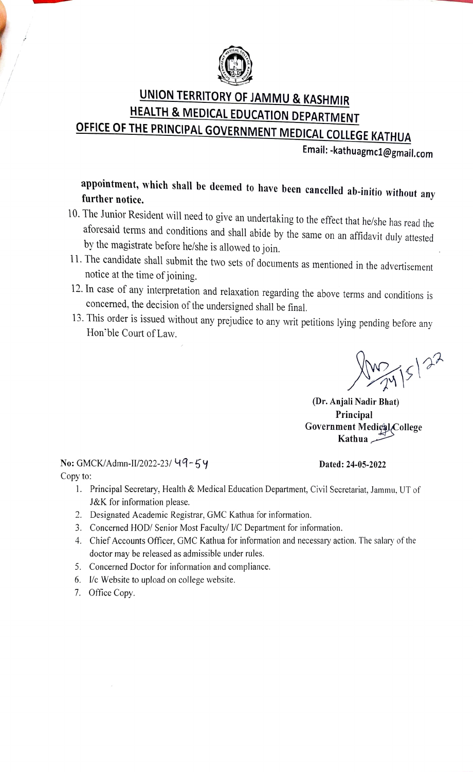# UNION TERRITORY OF JAMMU & KASHMIR
## HEALTH & MEDICAL EDUCATION DEPARTMENT
## OFFICE OF THE PRINCIPAL GOVERNMENT MEDICAL COLLEGE KATHUA

**Email: -kathuagmc1@gmail.com**

**appointment, which shall be deemed to have been cancelled ab-initio without any further notice.**

10. The Junior Resident will need to give an undertaking to the effect that he/she has read the aforesaid terms and conditions and shall abide by the same on an affidavit duly attested by the magistrate before he/she is allowed to join.
11. The candidate shall submit the two sets of documents as mentioned in the advertisement notice at the time of joining.
12. In case of any interpretation and relaxation regarding the above terms and conditions is concerned, the decision of the undersigned shall be final.
13. This order is issued without any prejudice to any writ petitions lying pending before any Hon'ble Court of Law.

24/5/22

**(Dr. Anjali Nadir Bhat)**
**Principal**
**Government Medical College**
**Kathua**

**No:** GMCK/Admn-II/2022-23/ 49-54 **Dated: 24-05-2022**

Copy to:

1. Principal Secretary, Health & Medical Education Department, Civil Secretariat, Jammu, UT of J&K for information please.
2. Designated Academic Registrar, GMC Kathua for information.
3. Concerned HOD/ Senior Most Faculty/ I/C Department for information.
4. Chief Accounts Officer, GMC Kathua for information and necessary action. The salary of the doctor may be released as admissible under rules.
5. Concerned Doctor for information and compliance.
6. I/c Website to upload on college website.
7. Office Copy.